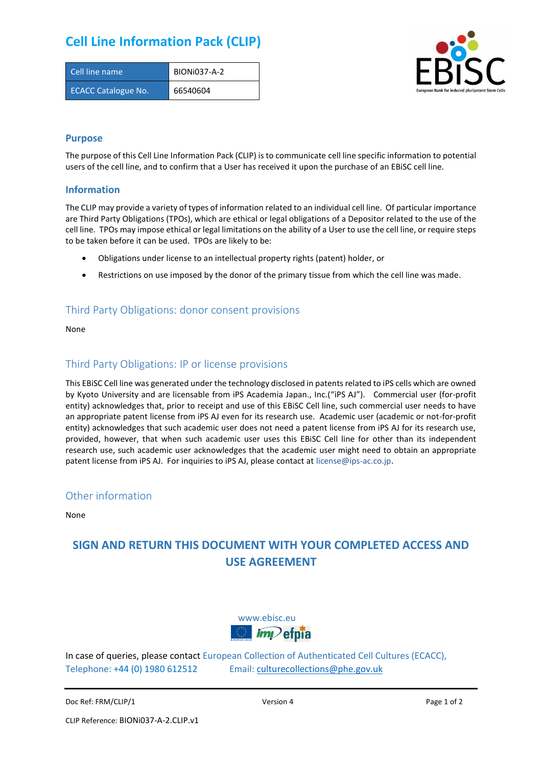# Cell Line Information Pack (CLIP)

| | |
|---|---|
| Cell line name | BIONi037-A-2 |
| ECACC Catalogue No. | 66540604 |

EBiSC
European Bank for induced pluripotent Stem Cells

## Purpose

The purpose of this Cell Line Information Pack (CLIP) is to communicate cell line specific information to potential users of the cell line, and to confirm that a User has received it upon the purchase of an EBiSC cell line.

## Information

The CLIP may provide a variety of types of information related to an individual cell line. Of particular importance are Third Party Obligations (TPOs), which are ethical or legal obligations of a Depositor related to the use of the cell line. TPOs may impose ethical or legal limitations on the ability of a User to use the cell line, or require steps to be taken before it can be used. TPOs are likely to be:

- Obligations under license to an intellectual property rights (patent) holder, or
- Restrictions on use imposed by the donor of the primary tissue from which the cell line was made.

## Third Party Obligations: donor consent provisions

None

## Third Party Obligations: IP or license provisions

This EBiSC Cell line was generated under the technology disclosed in patents related to iPS cells which are owned by Kyoto University and are licensable from iPS Academia Japan., Inc.("iPS AJ"). Commercial user (for-profit entity) acknowledges that, prior to receipt and use of this EBiSC Cell line, such commercial user needs to have an appropriate patent license from iPS AJ even for its research use. Academic user (academic or not-for-profit entity) acknowledges that such academic user does not need a patent license from iPS AJ for its research use, provided, however, that when such academic user uses this EBiSC Cell line for other than its independent research use, such academic user acknowledges that the academic user might need to obtain an appropriate patent license from iPS AJ. For inquiries to iPS AJ, please contact at license@ips-ac.co.jp.

## Other information

None

**SIGN AND RETURN THIS DOCUMENT WITH YOUR COMPLETED ACCESS AND USE AGREEMENT**

www.ebisc.eu

In case of queries, please contact European Collection of Authenticated Cell Cultures (ECACC), Telephone: +44 (0) 1980 612512 Email: culturecollections@phe.gov.uk

Doc Ref: FRM/CLIP/1 Version 4

CLIP Reference: BIONi037-A-2.CLIP.v1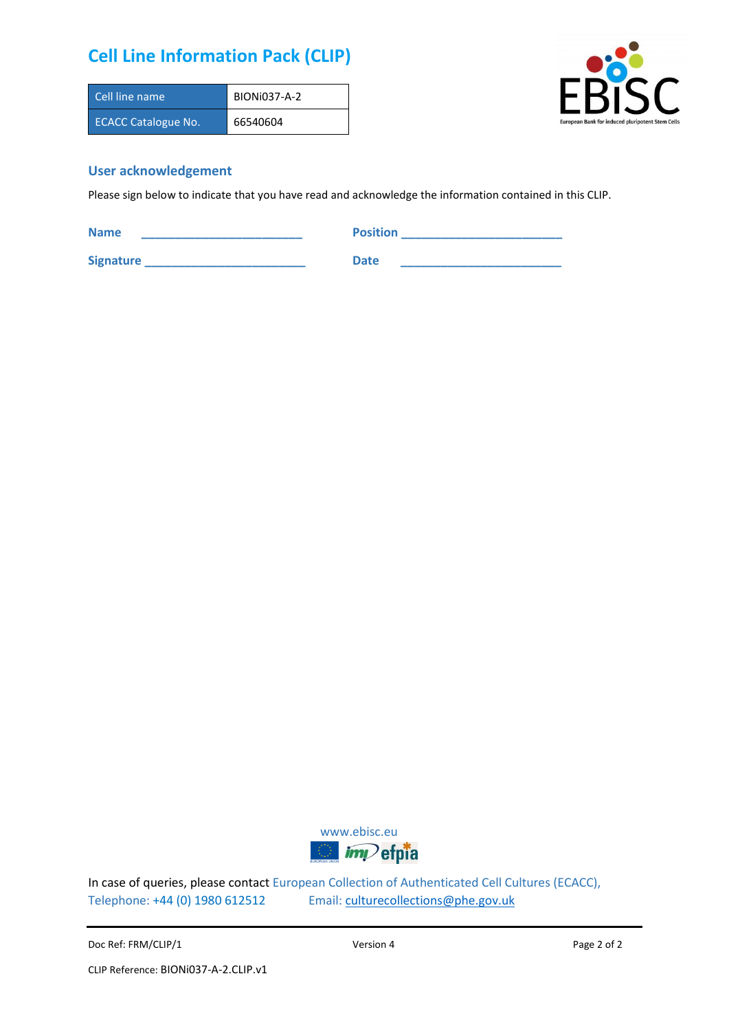# Cell Line Information Pack (CLIP)

| | |
|---|---|
| Cell line name | BIONi037-A-2 |
| ECACC Catalogue No. | 66540604 |

## User acknowledgement

Please sign below to indicate that you have read and acknowledge the information contained in this CLIP.

**Name** ________________________ **Position** ________________________

**Signature** ________________________ **Date** ________________________

www.ebisc.eu

In case of queries, please contact European Collection of Authenticated Cell Cultures (ECACC), Telephone: +44 (0) 1980 612512 Email: culturecollections@phe.gov.uk

Doc Ref: FRM/CLIP/1 Version 4

CLIP Reference: BIONi037-A-2.CLIP.v1